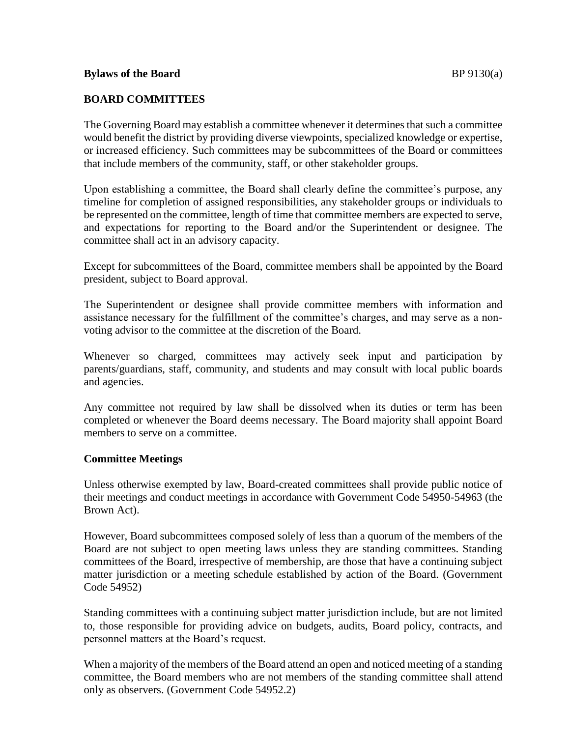**Bylaws of the Board** BP 9130(a)

## BOARD COMMITTEES

The Governing Board may establish a committee whenever it determines that such a committee would benefit the district by providing diverse viewpoints, specialized knowledge or expertise, or increased efficiency. Such committees may be subcommittees of the Board or committees that include members of the community, staff, or other stakeholder groups.

Upon establishing a committee, the Board shall clearly define the committee's purpose, any timeline for completion of assigned responsibilities, any stakeholder groups or individuals to be represented on the committee, length of time that committee members are expected to serve, and expectations for reporting to the Board and/or the Superintendent or designee. The committee shall act in an advisory capacity.

Except for subcommittees of the Board, committee members shall be appointed by the Board president, subject to Board approval.

The Superintendent or designee shall provide committee members with information and assistance necessary for the fulfillment of the committee's charges, and may serve as a non-voting advisor to the committee at the discretion of the Board.

Whenever so charged, committees may actively seek input and participation by parents/guardians, staff, community, and students and may consult with local public boards and agencies.

Any committee not required by law shall be dissolved when its duties or term has been completed or whenever the Board deems necessary. The Board majority shall appoint Board members to serve on a committee.

### Committee Meetings

Unless otherwise exempted by law, Board-created committees shall provide public notice of their meetings and conduct meetings in accordance with Government Code 54950-54963 (the Brown Act).

However, Board subcommittees composed solely of less than a quorum of the members of the Board are not subject to open meeting laws unless they are standing committees. Standing committees of the Board, irrespective of membership, are those that have a continuing subject matter jurisdiction or a meeting schedule established by action of the Board. (Government Code 54952)

Standing committees with a continuing subject matter jurisdiction include, but are not limited to, those responsible for providing advice on budgets, audits, Board policy, contracts, and personnel matters at the Board's request.

When a majority of the members of the Board attend an open and noticed meeting of a standing committee, the Board members who are not members of the standing committee shall attend only as observers. (Government Code 54952.2)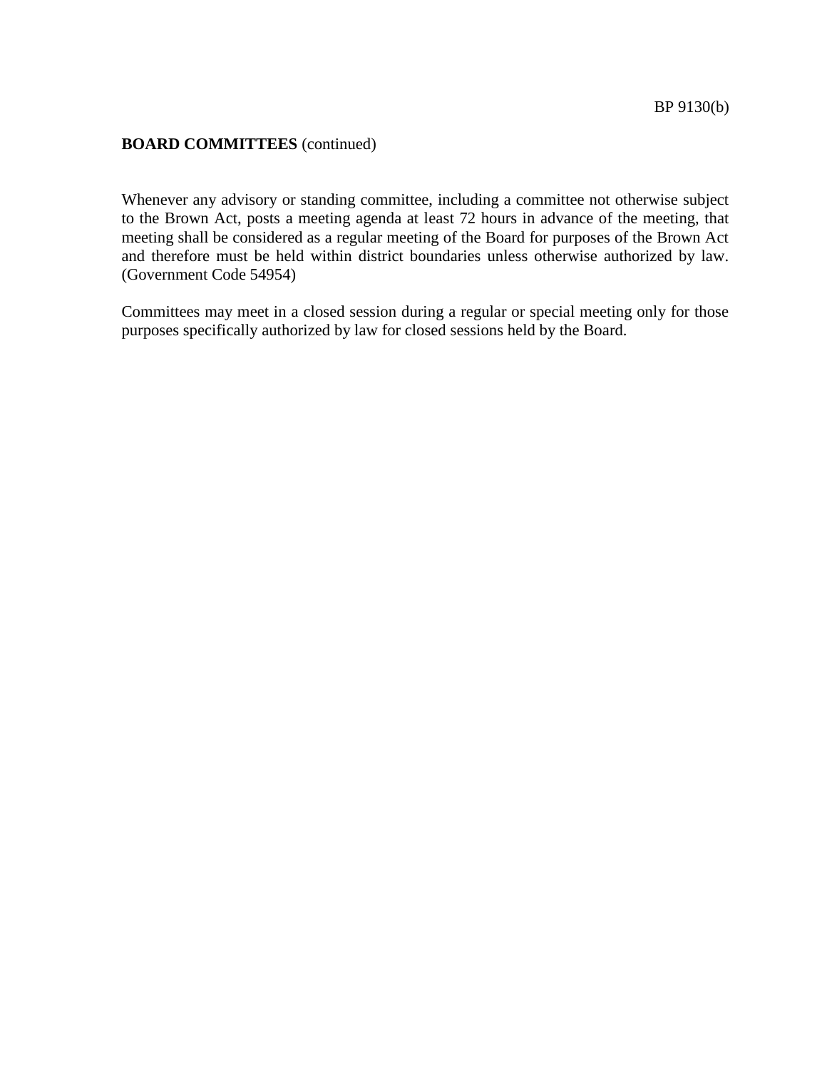**BOARD COMMITTEES** (continued)

Whenever any advisory or standing committee, including a committee not otherwise subject to the Brown Act, posts a meeting agenda at least 72 hours in advance of the meeting, that meeting shall be considered as a regular meeting of the Board for purposes of the Brown Act and therefore must be held within district boundaries unless otherwise authorized by law. (Government Code 54954)

Committees may meet in a closed session during a regular or special meeting only for those purposes specifically authorized by law for closed sessions held by the Board.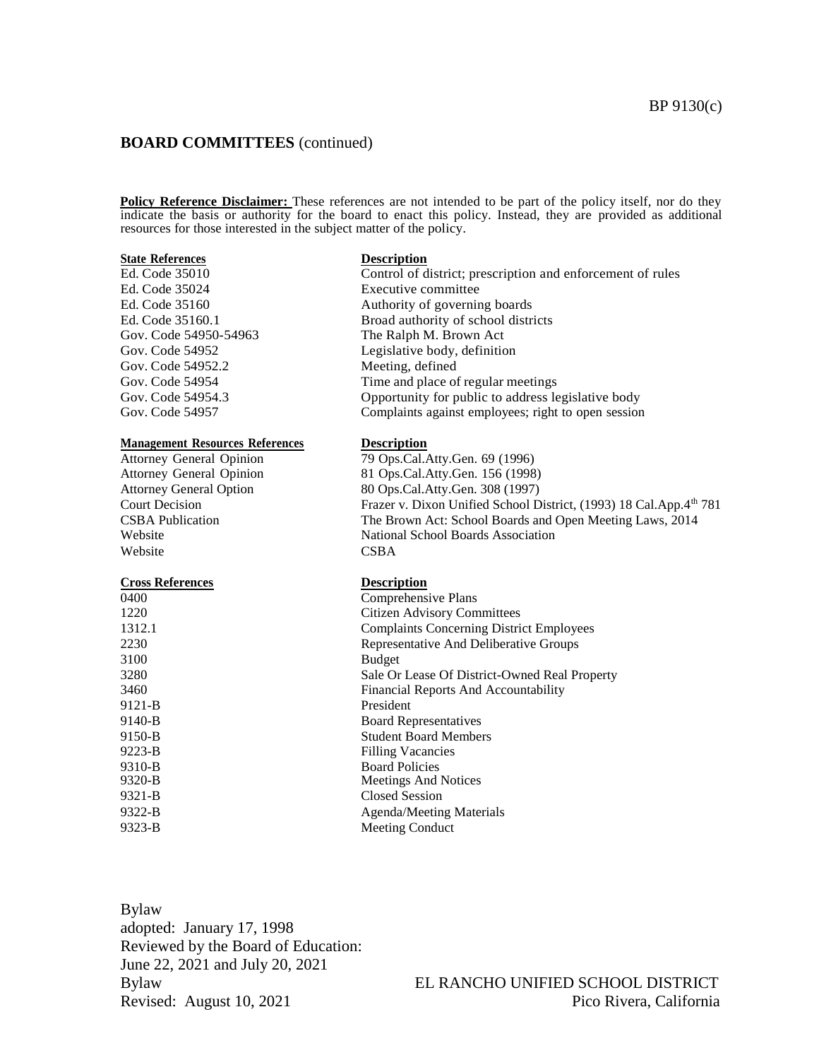## BOARD COMMITTEES (continued)

**Policy Reference Disclaimer:** These references are not intended to be part of the policy itself, nor do they indicate the basis or authority for the board to enact this policy. Instead, they are provided as additional resources for those interested in the subject matter of the policy.

| State References | Description |
|---|---|
| Ed. Code 35010 | Control of district; prescription and enforcement of rules |
| Ed. Code 35024 | Executive committee |
| Ed. Code 35160 | Authority of governing boards |
| Ed. Code 35160.1 | Broad authority of school districts |
| Gov. Code 54950-54963 | The Ralph M. Brown Act |
| Gov. Code 54952 | Legislative body, definition |
| Gov. Code 54952.2 | Meeting, defined |
| Gov. Code 54954 | Time and place of regular meetings |
| Gov. Code 54954.3 | Opportunity for public to address legislative body |
| Gov. Code 54957 | Complaints against employees; right to open session |

| Management Resources References | Description |
|---|---|
| Attorney General Opinion | 79 Ops.Cal.Atty.Gen. 69 (1996) |
| Attorney General Opinion | 81 Ops.Cal.Atty.Gen. 156 (1998) |
| Attorney General Option | 80 Ops.Cal.Atty.Gen. 308 (1997) |
| Court Decision | Frazer v. Dixon Unified School District, (1993) 18 Cal.App.4th 781 |
| CSBA Publication | The Brown Act: School Boards and Open Meeting Laws, 2014 |
| Website | National School Boards Association |
| Website | CSBA |

| Cross References | Description |
|---|---|
| 0400 | Comprehensive Plans |
| 1220 | Citizen Advisory Committees |
| 1312.1 | Complaints Concerning District Employees |
| 2230 | Representative And Deliberative Groups |
| 3100 | Budget |
| 3280 | Sale Or Lease Of District-Owned Real Property |
| 3460 | Financial Reports And Accountability |
| 9121-B | President |
| 9140-B | Board Representatives |
| 9150-B | Student Board Members |
| 9223-B | Filling Vacancies |
| 9310-B | Board Policies |
| 9320-B | Meetings And Notices |
| 9321-B | Closed Session |
| 9322-B | Agenda/Meeting Materials |
| 9323-B | Meeting Conduct |

Bylaw
adopted: January 17, 1998
Reviewed by the Board of Education:
June 22, 2021 and July 20, 2021
Bylaw
Revised: August 10, 2021

EL RANCHO UNIFIED SCHOOL DISTRICT
Pico Rivera, California